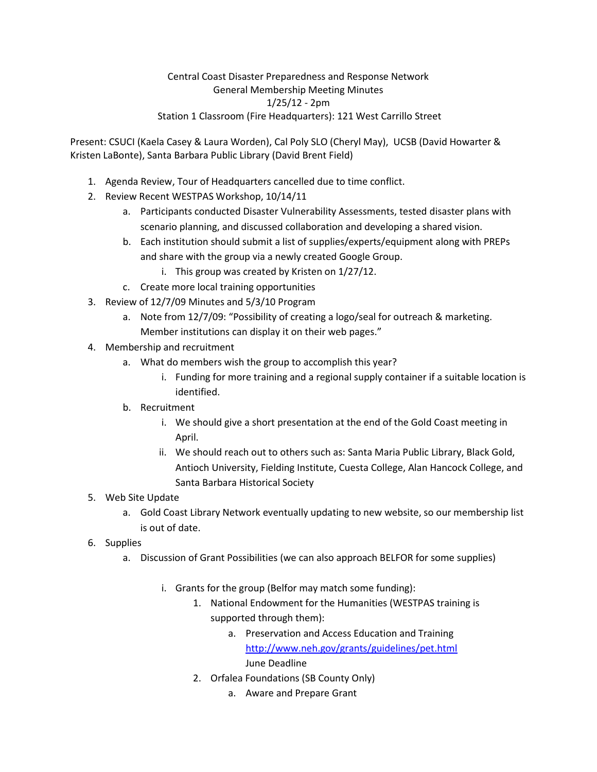Central Coast Disaster Preparedness and Response Network
General Membership Meeting Minutes
1/25/12 - 2pm
Station 1 Classroom (Fire Headquarters): 121 West Carrillo Street

Present: CSUCI (Kaela Casey & Laura Worden), Cal Poly SLO (Cheryl May), UCSB (David Howarter & Kristen LaBonte), Santa Barbara Public Library (David Brent Field)

1. Agenda Review, Tour of Headquarters cancelled due to time conflict.
2. Review Recent WESTPAS Workshop, 10/14/11
   a. Participants conducted Disaster Vulnerability Assessments, tested disaster plans with scenario planning, and discussed collaboration and developing a shared vision.
   b. Each institution should submit a list of supplies/experts/equipment along with PREPs and share with the group via a newly created Google Group.
      i. This group was created by Kristen on 1/27/12.
   c. Create more local training opportunities
3. Review of 12/7/09 Minutes and 5/3/10 Program
   a. Note from 12/7/09: "Possibility of creating a logo/seal for outreach & marketing. Member institutions can display it on their web pages."
4. Membership and recruitment
   a. What do members wish the group to accomplish this year?
      i. Funding for more training and a regional supply container if a suitable location is identified.
   b. Recruitment
      i. We should give a short presentation at the end of the Gold Coast meeting in April.
      ii. We should reach out to others such as: Santa Maria Public Library, Black Gold, Antioch University, Fielding Institute, Cuesta College, Alan Hancock College, and Santa Barbara Historical Society
5. Web Site Update
   a. Gold Coast Library Network eventually updating to new website, so our membership list is out of date.
6. Supplies
   a. Discussion of Grant Possibilities (we can also approach BELFOR for some supplies)
      i. Grants for the group (Belfor may match some funding):
         1. National Endowment for the Humanities (WESTPAS training is supported through them):
            a. Preservation and Access Education and Training
               http://www.neh.gov/grants/guidelines/pet.html
               June Deadline
         2. Orfalea Foundations (SB County Only)
            a. Aware and Prepare Grant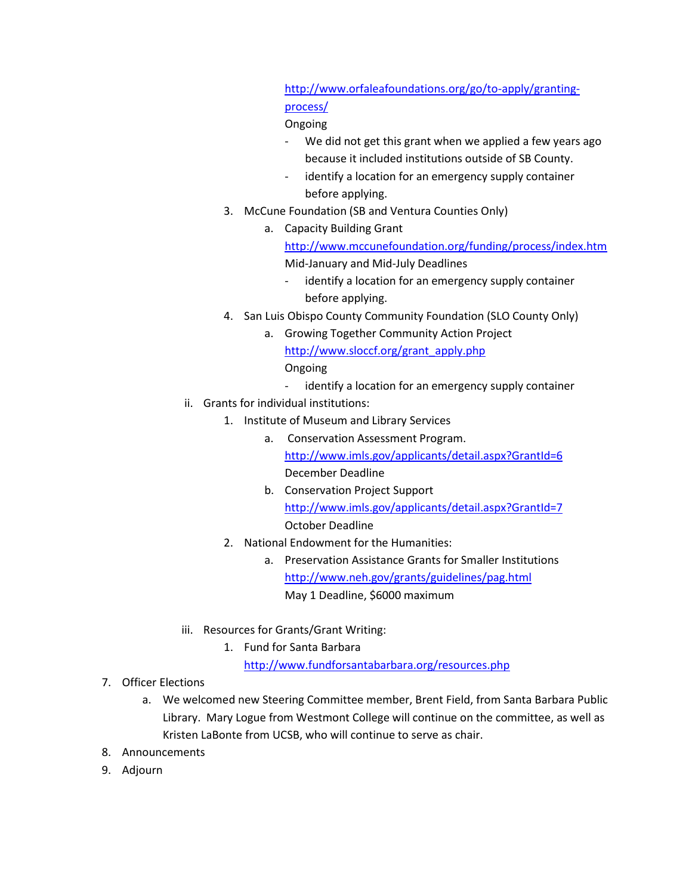http://www.orfaleafoundations.org/go/to-apply/granting-process/
Ongoing

- We did not get this grant when we applied a few years ago because it included institutions outside of SB County.
- identify a location for an emergency supply container before applying.

3. McCune Foundation (SB and Ventura Counties Only)
    a. Capacity Building Grant
    http://www.mccunefoundation.org/funding/process/index.htm
    Mid-January and Mid-July Deadlines
        - identify a location for an emergency supply container before applying.
4. San Luis Obispo County Community Foundation (SLO County Only)
    a. Growing Together Community Action Project
    http://www.sloccf.org/grant_apply.php
    Ongoing
        - identify a location for an emergency supply container

ii. Grants for individual institutions:

1. Institute of Museum and Library Services
    a. Conservation Assessment Program.
    http://www.imls.gov/applicants/detail.aspx?GrantId=6
    December Deadline
    b. Conservation Project Support
    http://www.imls.gov/applicants/detail.aspx?GrantId=7
    October Deadline
2. National Endowment for the Humanities:
    a. Preservation Assistance Grants for Smaller Institutions
    http://www.neh.gov/grants/guidelines/pag.html
    May 1 Deadline, $6000 maximum

iii. Resources for Grants/Grant Writing:

1. Fund for Santa Barbara
http://www.fundforsantabarbara.org/resources.php

7. Officer Elections
    a. We welcomed new Steering Committee member, Brent Field, from Santa Barbara Public Library. Mary Logue from Westmont College will continue on the committee, as well as Kristen LaBonte from UCSB, who will continue to serve as chair.
8. Announcements
9. Adjourn